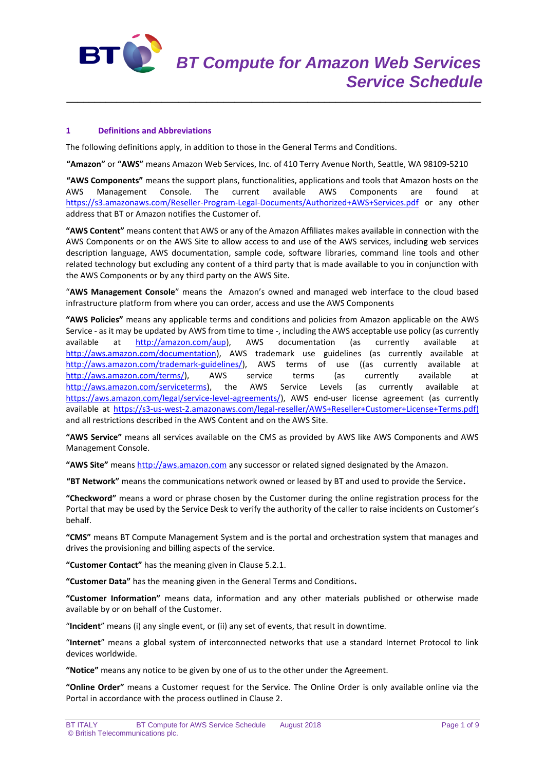# BT Compute for Amazon Web Services Service Schedule

## 1 Definitions and Abbreviations

The following definitions apply, in addition to those in the General Terms and Conditions.

**"Amazon"** or **"AWS"** means Amazon Web Services, Inc. of 410 Terry Avenue North, Seattle, WA 98109-5210

**"AWS Components"** means the support plans, functionalities, applications and tools that Amazon hosts on the AWS Management Console. The current available AWS Components are found at https://s3.amazonaws.com/Reseller-Program-Legal-Documents/Authorized+AWS+Services.pdf or any other address that BT or Amazon notifies the Customer of.

**"AWS Content"** means content that AWS or any of the Amazon Affiliates makes available in connection with the AWS Components or on the AWS Site to allow access to and use of the AWS services, including web services description language, AWS documentation, sample code, software libraries, command line tools and other related technology but excluding any content of a third party that is made available to you in conjunction with the AWS Components or by any third party on the AWS Site.

"**AWS Management Console**" means the Amazon's owned and managed web interface to the cloud based infrastructure platform from where you can order, access and use the AWS Components

**"AWS Policies"** means any applicable terms and conditions and policies from Amazon applicable on the AWS Service - as it may be updated by AWS from time to time -, including the AWS acceptable use policy (as currently available at http://amazon.com/aup), AWS documentation (as currently available at http://aws.amazon.com/documentation), AWS trademark use guidelines (as currently available at http://aws.amazon.com/trademark-guidelines/), AWS terms of use ((as currently available at http://aws.amazon.com/terms/), AWS service terms (as currently available at http://aws.amazon.com/serviceterms), the AWS Service Levels (as currently available at https://aws.amazon.com/legal/service-level-agreements/), AWS end-user license agreement (as currently available at https://s3-us-west-2.amazonaws.com/legal-reseller/AWS+Reseller+Customer+License+Terms.pdf) and all restrictions described in the AWS Content and on the AWS Site.

**"AWS Service"** means all services available on the CMS as provided by AWS like AWS Components and AWS Management Console.

**"AWS Site"** means http://aws.amazon.com any successor or related signed designated by the Amazon.

**"BT Network"** means the communications network owned or leased by BT and used to provide the Service.

**"Checkword"** means a word or phrase chosen by the Customer during the online registration process for the Portal that may be used by the Service Desk to verify the authority of the caller to raise incidents on Customer's behalf.

**"CMS"** means BT Compute Management System and is the portal and orchestration system that manages and drives the provisioning and billing aspects of the service.

**"Customer Contact"** has the meaning given in Clause 5.2.1.

**"Customer Data"** has the meaning given in the General Terms and Conditions.

**"Customer Information"** means data, information and any other materials published or otherwise made available by or on behalf of the Customer.

"**Incident**" means (i) any single event, or (ii) any set of events, that result in downtime.

"**Internet**" means a global system of interconnected networks that use a standard Internet Protocol to link devices worldwide.

**"Notice"** means any notice to be given by one of us to the other under the Agreement.

**"Online Order"** means a Customer request for the Service. The Online Order is only available online via the Portal in accordance with the process outlined in Clause 2.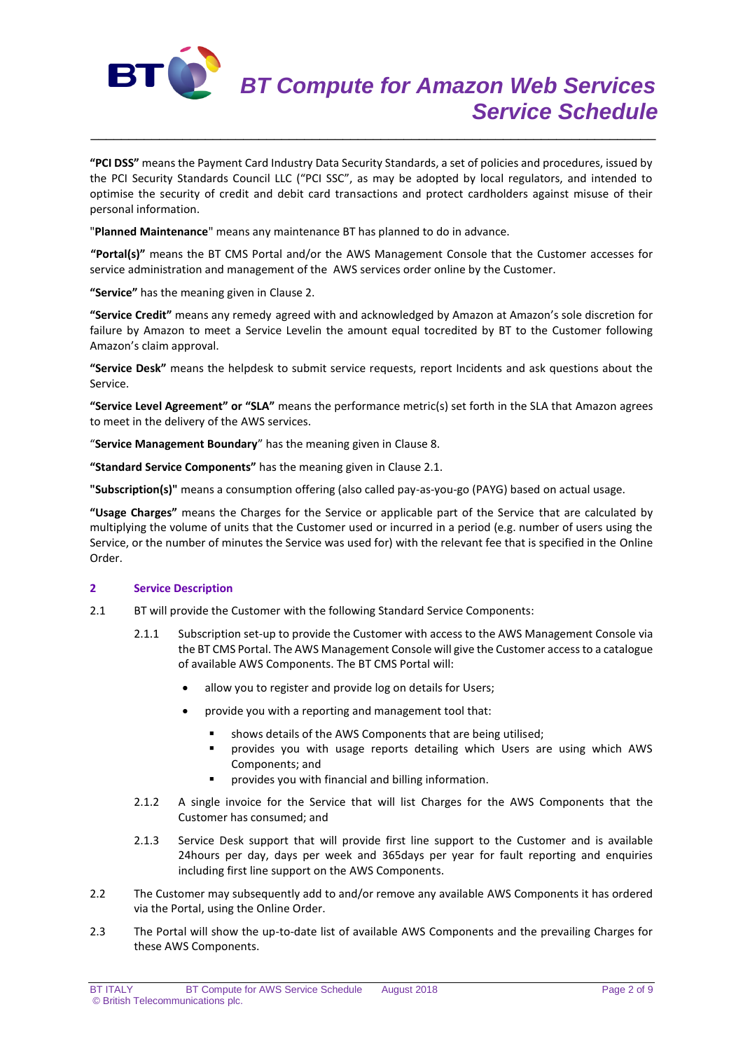**"PCI DSS"** means the Payment Card Industry Data Security Standards, a set of policies and procedures, issued by the PCI Security Standards Council LLC ("PCI SSC", as may be adopted by local regulators, and intended to optimise the security of credit and debit card transactions and protect cardholders against misuse of their personal information.

"**Planned Maintenance**" means any maintenance BT has planned to do in advance.

**"Portal(s)"** means the BT CMS Portal and/or the AWS Management Console that the Customer accesses for service administration and management of the AWS services order online by the Customer.

**"Service"** has the meaning given in Clause 2.

**"Service Credit"** means any remedy agreed with and acknowledged by Amazon at Amazon's sole discretion for failure by Amazon to meet a Service Levelin the amount equal tocredited by BT to the Customer following Amazon's claim approval.

**"Service Desk"** means the helpdesk to submit service requests, report Incidents and ask questions about the Service.

**"Service Level Agreement" or "SLA"** means the performance metric(s) set forth in the SLA that Amazon agrees to meet in the delivery of the AWS services.

"**Service Management Boundary**" has the meaning given in Clause 8.

**"Standard Service Components"** has the meaning given in Clause 2.1.

**"Subscription(s)"** means a consumption offering (also called pay-as-you-go (PAYG) based on actual usage.

**"Usage Charges"** means the Charges for the Service or applicable part of the Service that are calculated by multiplying the volume of units that the Customer used or incurred in a period (e.g. number of users using the Service, or the number of minutes the Service was used for) with the relevant fee that is specified in the Online Order.

## 2 Service Description

2.1 BT will provide the Customer with the following Standard Service Components:

2.1.1 Subscription set-up to provide the Customer with access to the AWS Management Console via the BT CMS Portal. The AWS Management Console will give the Customer access to a catalogue of available AWS Components. The BT CMS Portal will:

- allow you to register and provide log on details for Users;
- provide you with a reporting and management tool that:
  - shows details of the AWS Components that are being utilised;
  - provides you with usage reports detailing which Users are using which AWS Components; and
  - provides you with financial and billing information.

2.1.2 A single invoice for the Service that will list Charges for the AWS Components that the Customer has consumed; and

2.1.3 Service Desk support that will provide first line support to the Customer and is available 24hours per day, days per week and 365days per year for fault reporting and enquiries including first line support on the AWS Components.

2.2 The Customer may subsequently add to and/or remove any available AWS Components it has ordered via the Portal, using the Online Order.

2.3 The Portal will show the up-to-date list of available AWS Components and the prevailing Charges for these AWS Components.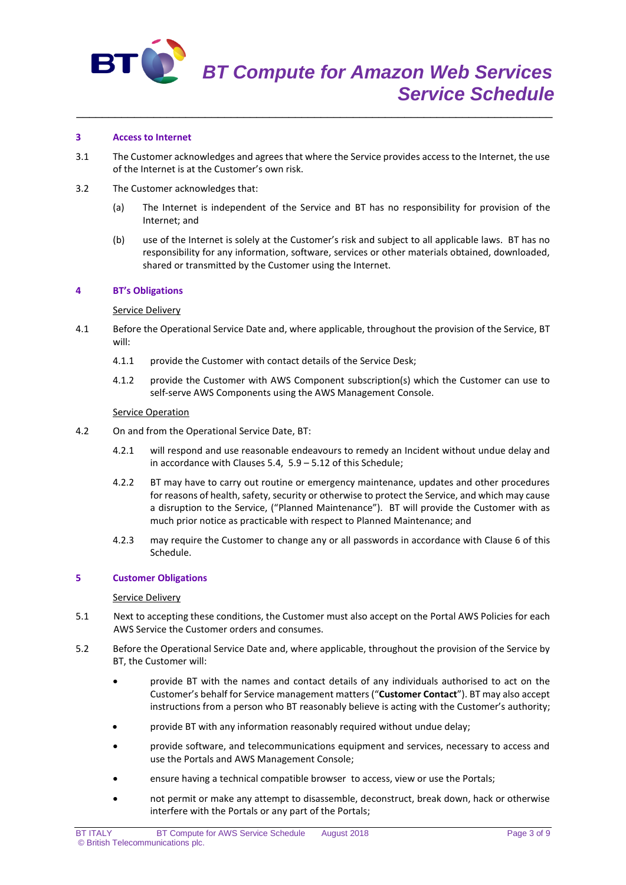## 3 Access to Internet

3.1 The Customer acknowledges and agrees that where the Service provides access to the Internet, the use of the Internet is at the Customer's own risk.

3.2 The Customer acknowledges that:

(a) The Internet is independent of the Service and BT has no responsibility for provision of the Internet; and

(b) use of the Internet is solely at the Customer's risk and subject to all applicable laws. BT has no responsibility for any information, software, services or other materials obtained, downloaded, shared or transmitted by the Customer using the Internet.

## 4 BT's Obligations

Service Delivery

4.1 Before the Operational Service Date and, where applicable, throughout the provision of the Service, BT will:

4.1.1 provide the Customer with contact details of the Service Desk;

4.1.2 provide the Customer with AWS Component subscription(s) which the Customer can use to self-serve AWS Components using the AWS Management Console.

Service Operation

4.2 On and from the Operational Service Date, BT:

4.2.1 will respond and use reasonable endeavours to remedy an Incident without undue delay and in accordance with Clauses 5.4, 5.9 – 5.12 of this Schedule;

4.2.2 BT may have to carry out routine or emergency maintenance, updates and other procedures for reasons of health, safety, security or otherwise to protect the Service, and which may cause a disruption to the Service, ("Planned Maintenance"). BT will provide the Customer with as much prior notice as practicable with respect to Planned Maintenance; and

4.2.3 may require the Customer to change any or all passwords in accordance with Clause 6 of this Schedule.

## 5 Customer Obligations

Service Delivery

5.1 Next to accepting these conditions, the Customer must also accept on the Portal AWS Policies for each AWS Service the Customer orders and consumes.

5.2 Before the Operational Service Date and, where applicable, throughout the provision of the Service by BT, the Customer will:

- provide BT with the names and contact details of any individuals authorised to act on the Customer's behalf for Service management matters ("**Customer Contact**"). BT may also accept instructions from a person who BT reasonably believe is acting with the Customer's authority;
- provide BT with any information reasonably required without undue delay;
- provide software, and telecommunications equipment and services, necessary to access and use the Portals and AWS Management Console;
- ensure having a technical compatible browser to access, view or use the Portals;
- not permit or make any attempt to disassemble, deconstruct, break down, hack or otherwise interfere with the Portals or any part of the Portals;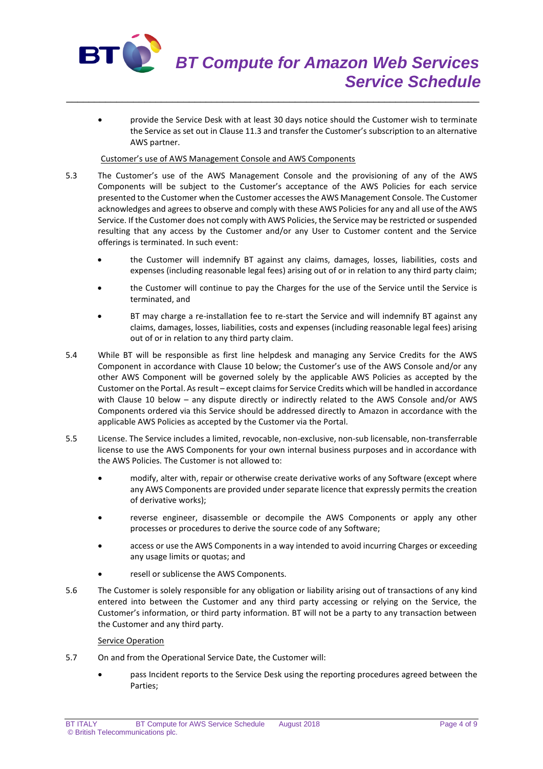- provide the Service Desk with at least 30 days notice should the Customer wish to terminate the Service as set out in Clause 11.3 and transfer the Customer's subscription to an alternative AWS partner.

Customer's use of AWS Management Console and AWS Components

5.3 The Customer's use of the AWS Management Console and the provisioning of any of the AWS Components will be subject to the Customer's acceptance of the AWS Policies for each service presented to the Customer when the Customer accesses the AWS Management Console. The Customer acknowledges and agrees to observe and comply with these AWS Policies for any and all use of the AWS Service. If the Customer does not comply with AWS Policies, the Service may be restricted or suspended resulting that any access by the Customer and/or any User to Customer content and the Service offerings is terminated. In such event:

- the Customer will indemnify BT against any claims, damages, losses, liabilities, costs and expenses (including reasonable legal fees) arising out of or in relation to any third party claim;
- the Customer will continue to pay the Charges for the use of the Service until the Service is terminated, and
- BT may charge a re-installation fee to re-start the Service and will indemnify BT against any claims, damages, losses, liabilities, costs and expenses (including reasonable legal fees) arising out of or in relation to any third party claim.

5.4 While BT will be responsible as first line helpdesk and managing any Service Credits for the AWS Component in accordance with Clause 10 below; the Customer's use of the AWS Console and/or any other AWS Component will be governed solely by the applicable AWS Policies as accepted by the Customer on the Portal. As result – except claims for Service Credits which will be handled in accordance with Clause 10 below – any dispute directly or indirectly related to the AWS Console and/or AWS Components ordered via this Service should be addressed directly to Amazon in accordance with the applicable AWS Policies as accepted by the Customer via the Portal.

5.5 License. The Service includes a limited, revocable, non-exclusive, non-sub licensable, non-transferrable license to use the AWS Components for your own internal business purposes and in accordance with the AWS Policies. The Customer is not allowed to:

- modify, alter with, repair or otherwise create derivative works of any Software (except where any AWS Components are provided under separate licence that expressly permits the creation of derivative works);
- reverse engineer, disassemble or decompile the AWS Components or apply any other processes or procedures to derive the source code of any Software;
- access or use the AWS Components in a way intended to avoid incurring Charges or exceeding any usage limits or quotas; and
- resell or sublicense the AWS Components.

5.6 The Customer is solely responsible for any obligation or liability arising out of transactions of any kind entered into between the Customer and any third party accessing or relying on the Service, the Customer's information, or third party information. BT will not be a party to any transaction between the Customer and any third party.

Service Operation

5.7 On and from the Operational Service Date, the Customer will:

- pass Incident reports to the Service Desk using the reporting procedures agreed between the Parties;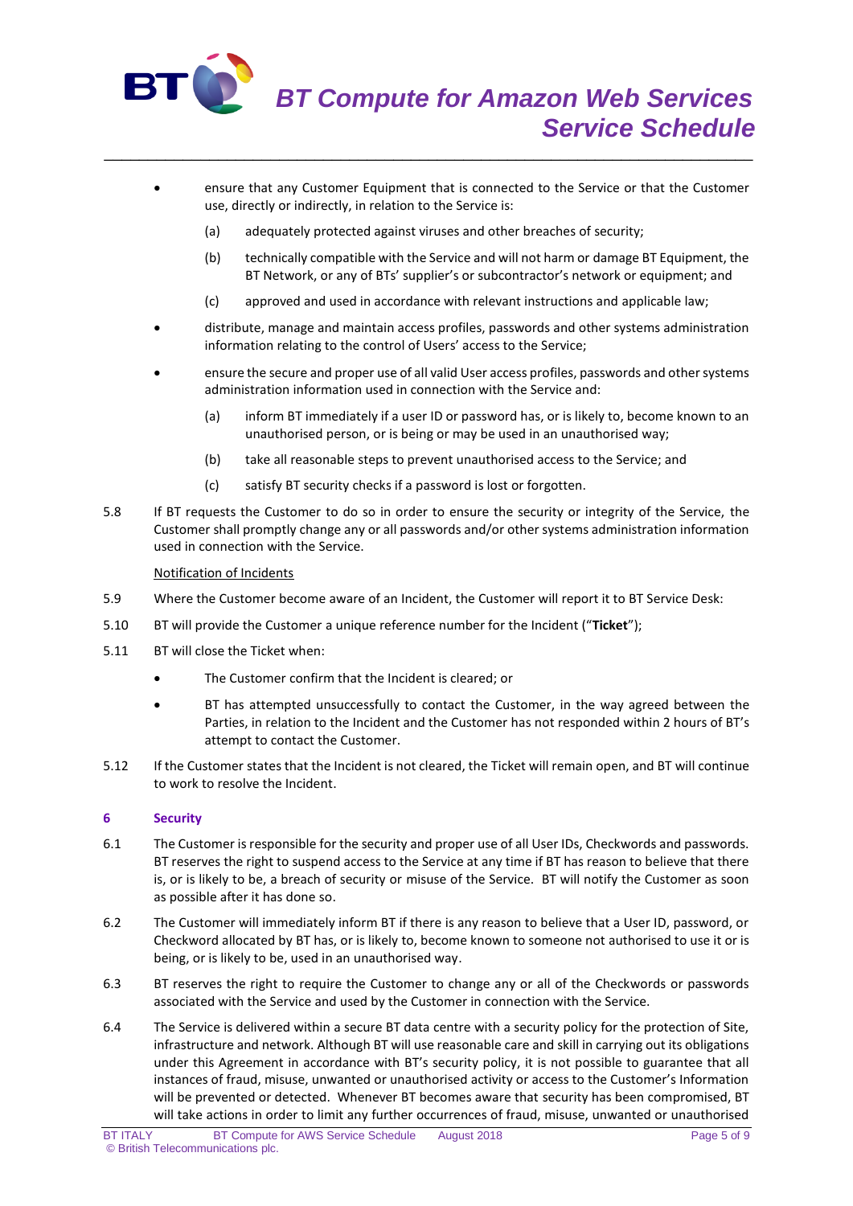- ensure that any Customer Equipment that is connected to the Service or that the Customer use, directly or indirectly, in relation to the Service is:

  (a) adequately protected against viruses and other breaches of security;

  (b) technically compatible with the Service and will not harm or damage BT Equipment, the BT Network, or any of BTs' supplier's or subcontractor's network or equipment; and

  (c) approved and used in accordance with relevant instructions and applicable law;

- distribute, manage and maintain access profiles, passwords and other systems administration information relating to the control of Users' access to the Service;

- ensure the secure and proper use of all valid User access profiles, passwords and other systems administration information used in connection with the Service and:

  (a) inform BT immediately if a user ID or password has, or is likely to, become known to an unauthorised person, or is being or may be used in an unauthorised way;

  (b) take all reasonable steps to prevent unauthorised access to the Service; and

  (c) satisfy BT security checks if a password is lost or forgotten.

5.8 If BT requests the Customer to do so in order to ensure the security or integrity of the Service, the Customer shall promptly change any or all passwords and/or other systems administration information used in connection with the Service.

Notification of Incidents

5.9 Where the Customer become aware of an Incident, the Customer will report it to BT Service Desk:

5.10 BT will provide the Customer a unique reference number for the Incident ("**Ticket**");

5.11 BT will close the Ticket when:

- The Customer confirm that the Incident is cleared; or
- BT has attempted unsuccessfully to contact the Customer, in the way agreed between the Parties, in relation to the Incident and the Customer has not responded within 2 hours of BT's attempt to contact the Customer.

5.12 If the Customer states that the Incident is not cleared, the Ticket will remain open, and BT will continue to work to resolve the Incident.

## 6 Security

6.1 The Customer is responsible for the security and proper use of all User IDs, Checkwords and passwords. BT reserves the right to suspend access to the Service at any time if BT has reason to believe that there is, or is likely to be, a breach of security or misuse of the Service. BT will notify the Customer as soon as possible after it has done so.

6.2 The Customer will immediately inform BT if there is any reason to believe that a User ID, password, or Checkword allocated by BT has, or is likely to, become known to someone not authorised to use it or is being, or is likely to be, used in an unauthorised way.

6.3 BT reserves the right to require the Customer to change any or all of the Checkwords or passwords associated with the Service and used by the Customer in connection with the Service.

6.4 The Service is delivered within a secure BT data centre with a security policy for the protection of Site, infrastructure and network. Although BT will use reasonable care and skill in carrying out its obligations under this Agreement in accordance with BT's security policy, it is not possible to guarantee that all instances of fraud, misuse, unwanted or unauthorised activity or access to the Customer's Information will be prevented or detected. Whenever BT becomes aware that security has been compromised, BT will take actions in order to limit any further occurrences of fraud, misuse, unwanted or unauthorised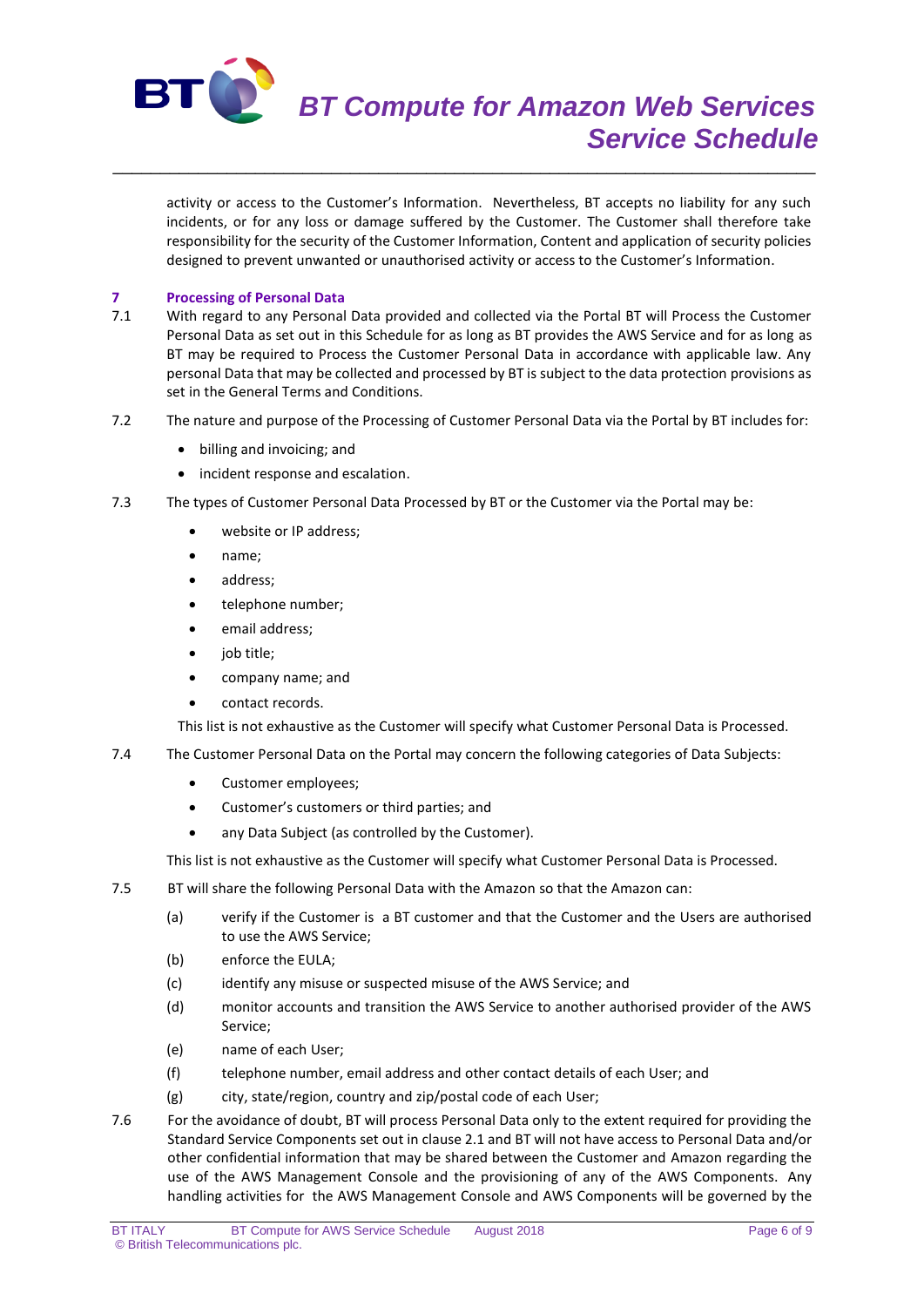activity or access to the Customer's Information. Nevertheless, BT accepts no liability for any such incidents, or for any loss or damage suffered by the Customer. The Customer shall therefore take responsibility for the security of the Customer Information, Content and application of security policies designed to prevent unwanted or unauthorised activity or access to the Customer's Information.

## 7 Processing of Personal Data

7.1 With regard to any Personal Data provided and collected via the Portal BT will Process the Customer Personal Data as set out in this Schedule for as long as BT provides the AWS Service and for as long as BT may be required to Process the Customer Personal Data in accordance with applicable law. Any personal Data that may be collected and processed by BT is subject to the data protection provisions as set in the General Terms and Conditions.

7.2 The nature and purpose of the Processing of Customer Personal Data via the Portal by BT includes for:

- billing and invoicing; and
- incident response and escalation.

7.3 The types of Customer Personal Data Processed by BT or the Customer via the Portal may be:

- website or IP address;
- name;
- address;
- telephone number;
- email address;
- job title;
- company name; and
- contact records.

This list is not exhaustive as the Customer will specify what Customer Personal Data is Processed.

7.4 The Customer Personal Data on the Portal may concern the following categories of Data Subjects:

- Customer employees;
- Customer's customers or third parties; and
- any Data Subject (as controlled by the Customer).

This list is not exhaustive as the Customer will specify what Customer Personal Data is Processed.

7.5 BT will share the following Personal Data with the Amazon so that the Amazon can:

(a) verify if the Customer is a BT customer and that the Customer and the Users are authorised to use the AWS Service;

(b) enforce the EULA;

(c) identify any misuse or suspected misuse of the AWS Service; and

(d) monitor accounts and transition the AWS Service to another authorised provider of the AWS Service;

(e) name of each User;

(f) telephone number, email address and other contact details of each User; and

(g) city, state/region, country and zip/postal code of each User;

7.6 For the avoidance of doubt, BT will process Personal Data only to the extent required for providing the Standard Service Components set out in clause 2.1 and BT will not have access to Personal Data and/or other confidential information that may be shared between the Customer and Amazon regarding the use of the AWS Management Console and the provisioning of any of the AWS Components. Any handling activities for the AWS Management Console and AWS Components will be governed by the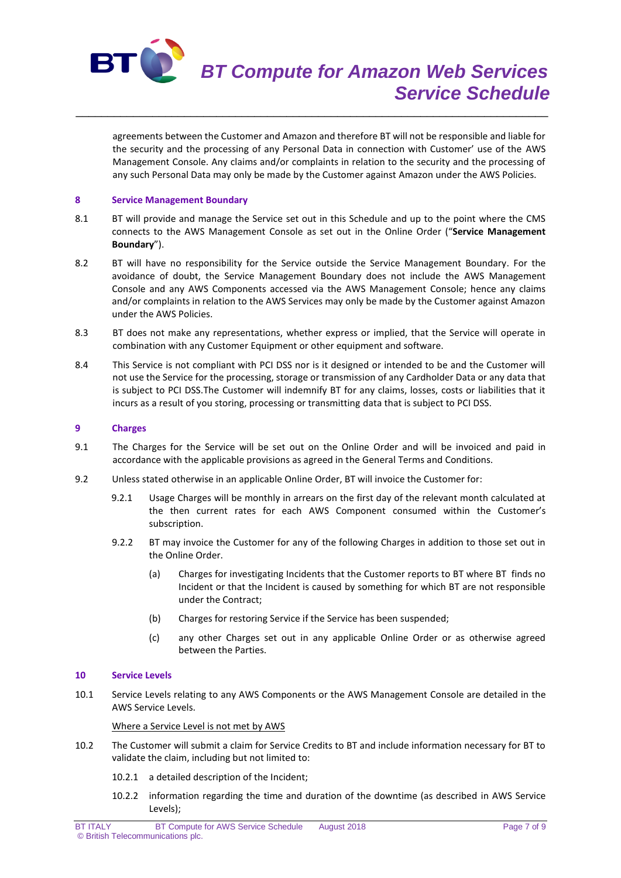agreements between the Customer and Amazon and therefore BT will not be responsible and liable for the security and the processing of any Personal Data in connection with Customer' use of the AWS Management Console. Any claims and/or complaints in relation to the security and the processing of any such Personal Data may only be made by the Customer against Amazon under the AWS Policies.

## 8 Service Management Boundary

8.1 BT will provide and manage the Service set out in this Schedule and up to the point where the CMS connects to the AWS Management Console as set out in the Online Order ("**Service Management Boundary**").

8.2 BT will have no responsibility for the Service outside the Service Management Boundary. For the avoidance of doubt, the Service Management Boundary does not include the AWS Management Console and any AWS Components accessed via the AWS Management Console; hence any claims and/or complaints in relation to the AWS Services may only be made by the Customer against Amazon under the AWS Policies.

8.3 BT does not make any representations, whether express or implied, that the Service will operate in combination with any Customer Equipment or other equipment and software.

8.4 This Service is not compliant with PCI DSS nor is it designed or intended to be and the Customer will not use the Service for the processing, storage or transmission of any Cardholder Data or any data that is subject to PCI DSS.The Customer will indemnify BT for any claims, losses, costs or liabilities that it incurs as a result of you storing, processing or transmitting data that is subject to PCI DSS.

## 9 Charges

9.1 The Charges for the Service will be set out on the Online Order and will be invoiced and paid in accordance with the applicable provisions as agreed in the General Terms and Conditions.

9.2 Unless stated otherwise in an applicable Online Order, BT will invoice the Customer for:

9.2.1 Usage Charges will be monthly in arrears on the first day of the relevant month calculated at the then current rates for each AWS Component consumed within the Customer's subscription.

9.2.2 BT may invoice the Customer for any of the following Charges in addition to those set out in the Online Order.

(a) Charges for investigating Incidents that the Customer reports to BT where BT finds no Incident or that the Incident is caused by something for which BT are not responsible under the Contract;

(b) Charges for restoring Service if the Service has been suspended;

(c) any other Charges set out in any applicable Online Order or as otherwise agreed between the Parties.

## 10 Service Levels

10.1 Service Levels relating to any AWS Components or the AWS Management Console are detailed in the AWS Service Levels.

<u>Where a Service Level is not met by AWS</u>

10.2 The Customer will submit a claim for Service Credits to BT and include information necessary for BT to validate the claim, including but not limited to:

10.2.1 a detailed description of the Incident;

10.2.2 information regarding the time and duration of the downtime (as described in AWS Service Levels);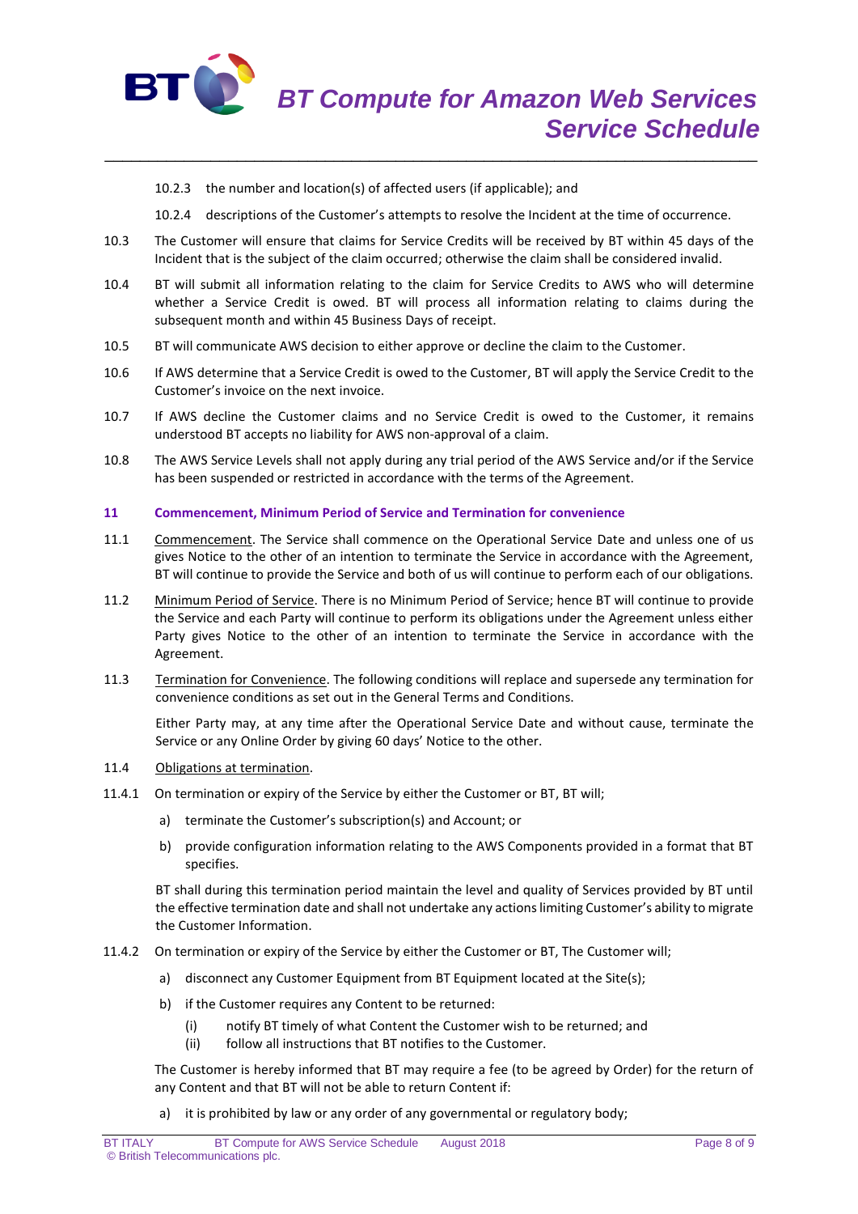10.2.3 the number and location(s) of affected users (if applicable); and

10.2.4 descriptions of the Customer's attempts to resolve the Incident at the time of occurrence.

10.3 The Customer will ensure that claims for Service Credits will be received by BT within 45 days of the Incident that is the subject of the claim occurred; otherwise the claim shall be considered invalid.

10.4 BT will submit all information relating to the claim for Service Credits to AWS who will determine whether a Service Credit is owed. BT will process all information relating to claims during the subsequent month and within 45 Business Days of receipt.

10.5 BT will communicate AWS decision to either approve or decline the claim to the Customer.

10.6 If AWS determine that a Service Credit is owed to the Customer, BT will apply the Service Credit to the Customer's invoice on the next invoice.

10.7 If AWS decline the Customer claims and no Service Credit is owed to the Customer, it remains understood BT accepts no liability for AWS non-approval of a claim.

10.8 The AWS Service Levels shall not apply during any trial period of the AWS Service and/or if the Service has been suspended or restricted in accordance with the terms of the Agreement.

## 11 Commencement, Minimum Period of Service and Termination for convenience

11.1 Commencement. The Service shall commence on the Operational Service Date and unless one of us gives Notice to the other of an intention to terminate the Service in accordance with the Agreement, BT will continue to provide the Service and both of us will continue to perform each of our obligations.

11.2 Minimum Period of Service. There is no Minimum Period of Service; hence BT will continue to provide the Service and each Party will continue to perform its obligations under the Agreement unless either Party gives Notice to the other of an intention to terminate the Service in accordance with the Agreement.

11.3 Termination for Convenience. The following conditions will replace and supersede any termination for convenience conditions as set out in the General Terms and Conditions.

Either Party may, at any time after the Operational Service Date and without cause, terminate the Service or any Online Order by giving 60 days' Notice to the other.

11.4 Obligations at termination.

11.4.1 On termination or expiry of the Service by either the Customer or BT, BT will;

a) terminate the Customer's subscription(s) and Account; or

b) provide configuration information relating to the AWS Components provided in a format that BT specifies.

BT shall during this termination period maintain the level and quality of Services provided by BT until the effective termination date and shall not undertake any actions limiting Customer's ability to migrate the Customer Information.

11.4.2 On termination or expiry of the Service by either the Customer or BT, The Customer will;

a) disconnect any Customer Equipment from BT Equipment located at the Site(s);

b) if the Customer requires any Content to be returned:

(i) notify BT timely of what Content the Customer wish to be returned; and

(ii) follow all instructions that BT notifies to the Customer.

The Customer is hereby informed that BT may require a fee (to be agreed by Order) for the return of any Content and that BT will not be able to return Content if:

a) it is prohibited by law or any order of any governmental or regulatory body;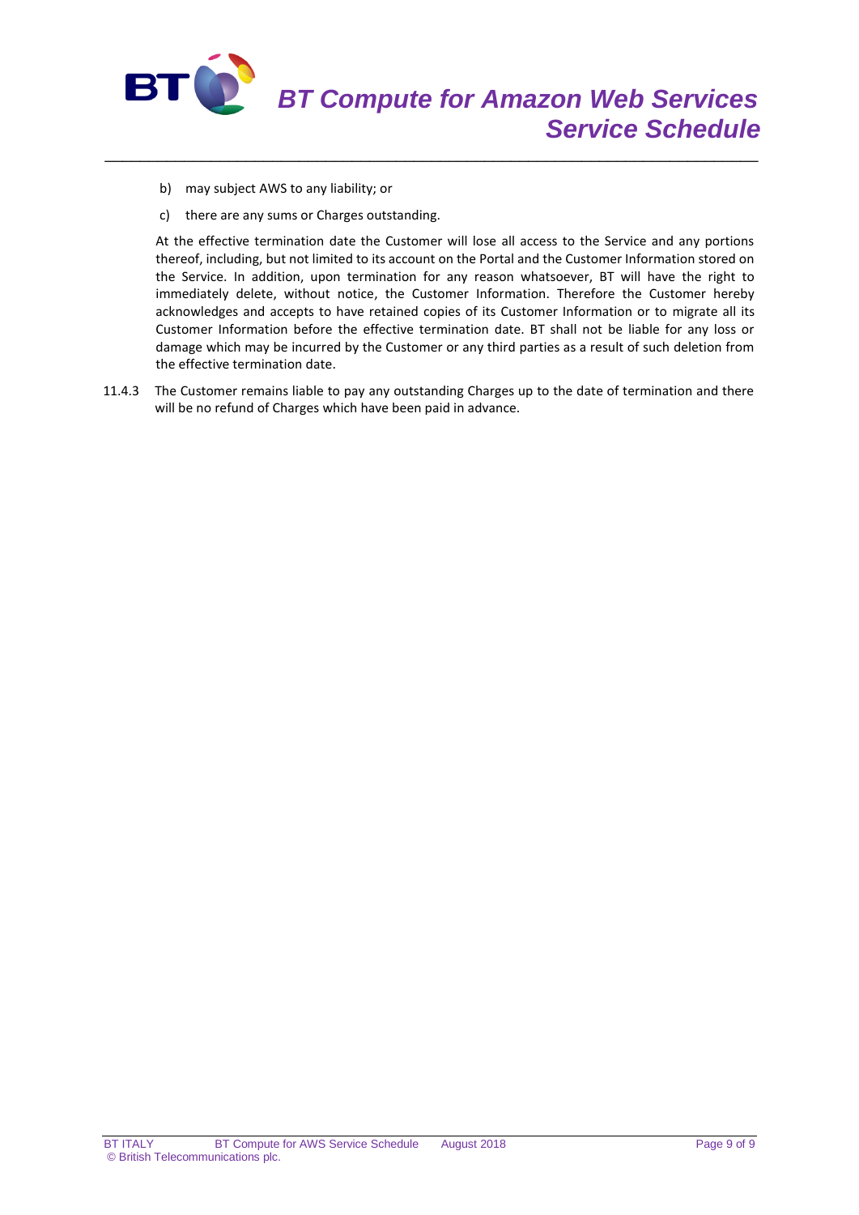b) may subject AWS to any liability; or

c) there are any sums or Charges outstanding.

At the effective termination date the Customer will lose all access to the Service and any portions thereof, including, but not limited to its account on the Portal and the Customer Information stored on the Service. In addition, upon termination for any reason whatsoever, BT will have the right to immediately delete, without notice, the Customer Information. Therefore the Customer hereby acknowledges and accepts to have retained copies of its Customer Information or to migrate all its Customer Information before the effective termination date. BT shall not be liable for any loss or damage which may be incurred by the Customer or any third parties as a result of such deletion from the effective termination date.

11.4.3 The Customer remains liable to pay any outstanding Charges up to the date of termination and there will be no refund of Charges which have been paid in advance.